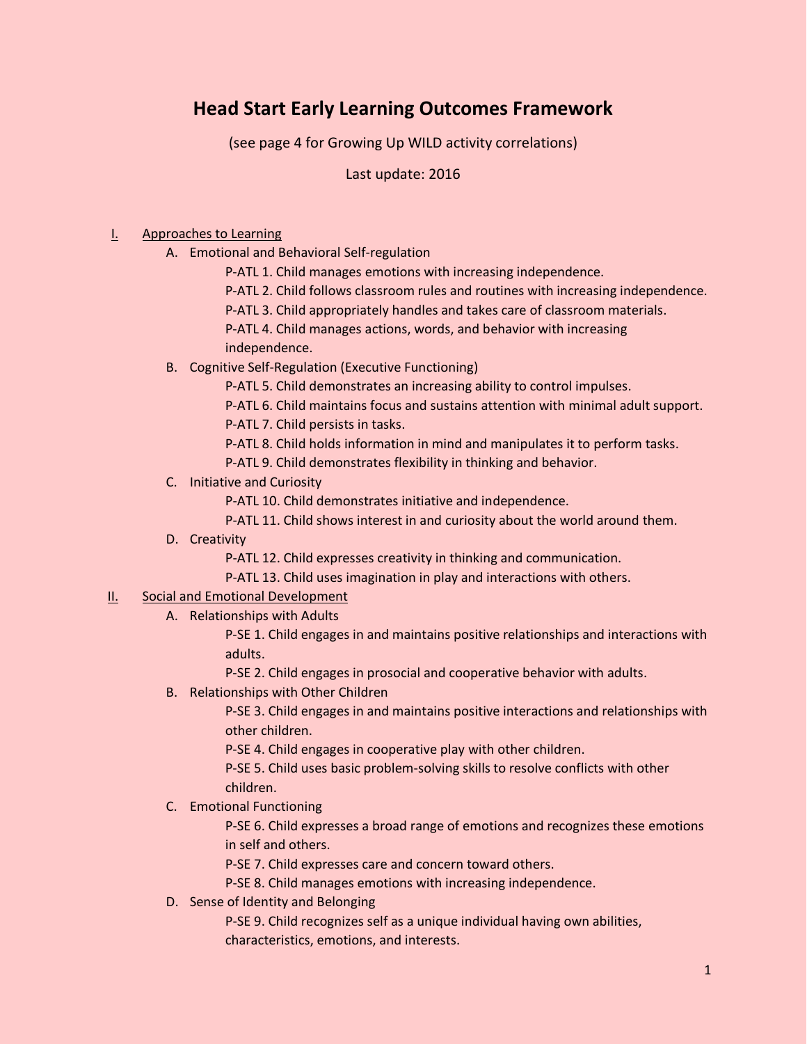# Head Start Early Learning Outcomes Framework

(see page 4 for Growing Up WILD activity correlations)

Last update: 2016

I. Approaches to Learning
   - A. Emotional and Behavioral Self-regulation
     - P-ATL 1. Child manages emotions with increasing independence.
     - P-ATL 2. Child follows classroom rules and routines with increasing independence.
     - P-ATL 3. Child appropriately handles and takes care of classroom materials.
     - P-ATL 4. Child manages actions, words, and behavior with increasing independence.
   - B. Cognitive Self-Regulation (Executive Functioning)
     - P-ATL 5. Child demonstrates an increasing ability to control impulses.
     - P-ATL 6. Child maintains focus and sustains attention with minimal adult support.
     - P-ATL 7. Child persists in tasks.
     - P-ATL 8. Child holds information in mind and manipulates it to perform tasks.
     - P-ATL 9. Child demonstrates flexibility in thinking and behavior.
   - C. Initiative and Curiosity
     - P-ATL 10. Child demonstrates initiative and independence.
     - P-ATL 11. Child shows interest in and curiosity about the world around them.
   - D. Creativity
     - P-ATL 12. Child expresses creativity in thinking and communication.
     - P-ATL 13. Child uses imagination in play and interactions with others.

II. Social and Emotional Development
   - A. Relationships with Adults
     - P-SE 1. Child engages in and maintains positive relationships and interactions with adults.
     - P-SE 2. Child engages in prosocial and cooperative behavior with adults.
   - B. Relationships with Other Children
     - P-SE 3. Child engages in and maintains positive interactions and relationships with other children.
     - P-SE 4. Child engages in cooperative play with other children.
     - P-SE 5. Child uses basic problem-solving skills to resolve conflicts with other children.
   - C. Emotional Functioning
     - P-SE 6. Child expresses a broad range of emotions and recognizes these emotions in self and others.
     - P-SE 7. Child expresses care and concern toward others.
     - P-SE 8. Child manages emotions with increasing independence.
   - D. Sense of Identity and Belonging
     - P-SE 9. Child recognizes self as a unique individual having own abilities, characteristics, emotions, and interests.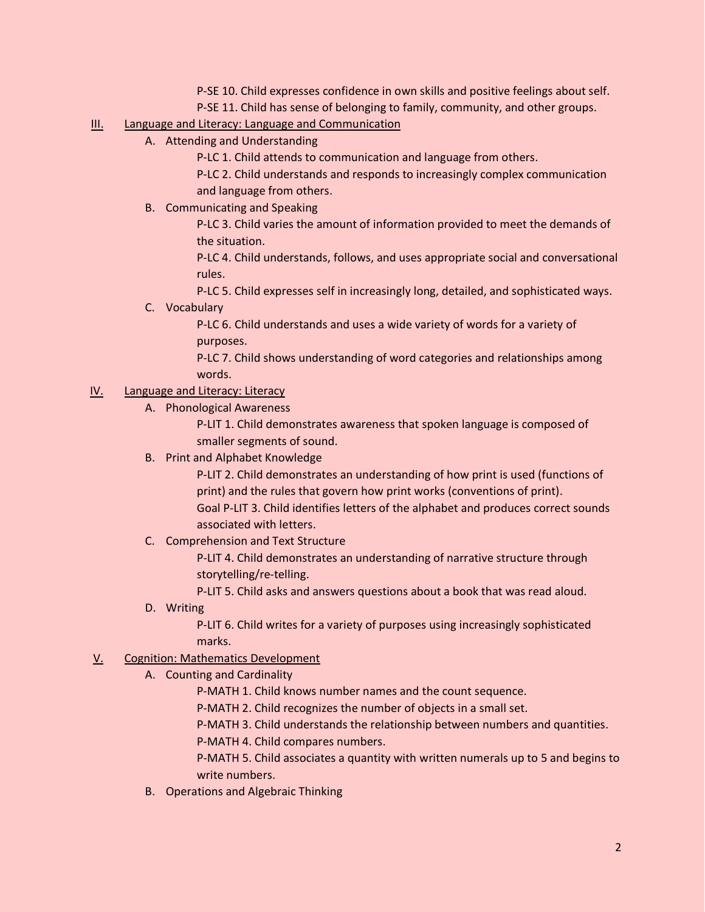P-SE 10. Child expresses confidence in own skills and positive feelings about self.

P-SE 11. Child has sense of belonging to family, community, and other groups.

III. Language and Literacy: Language and Communication

A. Attending and Understanding

P-LC 1. Child attends to communication and language from others.

P-LC 2. Child understands and responds to increasingly complex communication and language from others.

B. Communicating and Speaking

P-LC 3. Child varies the amount of information provided to meet the demands of the situation.

P-LC 4. Child understands, follows, and uses appropriate social and conversational rules.

P-LC 5. Child expresses self in increasingly long, detailed, and sophisticated ways.

C. Vocabulary

P-LC 6. Child understands and uses a wide variety of words for a variety of purposes.

P-LC 7. Child shows understanding of word categories and relationships among words.

IV. Language and Literacy: Literacy

A. Phonological Awareness

P-LIT 1. Child demonstrates awareness that spoken language is composed of smaller segments of sound.

B. Print and Alphabet Knowledge

P-LIT 2. Child demonstrates an understanding of how print is used (functions of print) and the rules that govern how print works (conventions of print).

Goal P-LIT 3. Child identifies letters of the alphabet and produces correct sounds associated with letters.

C. Comprehension and Text Structure

P-LIT 4. Child demonstrates an understanding of narrative structure through storytelling/re-telling.

P-LIT 5. Child asks and answers questions about a book that was read aloud.

D. Writing

P-LIT 6. Child writes for a variety of purposes using increasingly sophisticated marks.

V. Cognition: Mathematics Development

A. Counting and Cardinality

P-MATH 1. Child knows number names and the count sequence.

P-MATH 2. Child recognizes the number of objects in a small set.

P-MATH 3. Child understands the relationship between numbers and quantities.

P-MATH 4. Child compares numbers.

P-MATH 5. Child associates a quantity with written numerals up to 5 and begins to write numbers.

B. Operations and Algebraic Thinking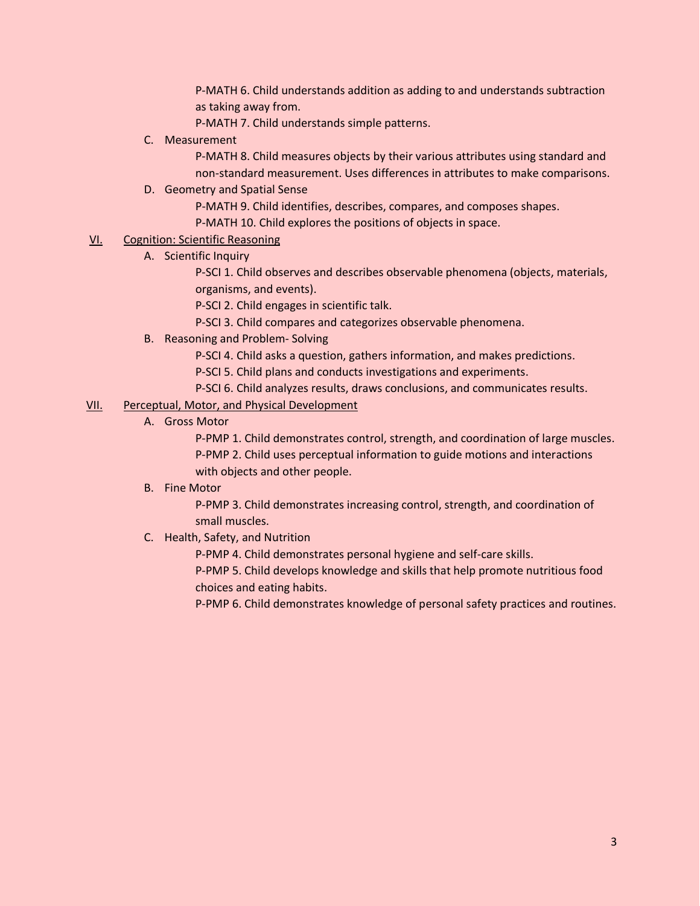P-MATH 6. Child understands addition as adding to and understands subtraction as taking away from.

P-MATH 7. Child understands simple patterns.

C. Measurement

P-MATH 8. Child measures objects by their various attributes using standard and non-standard measurement. Uses differences in attributes to make comparisons.

D. Geometry and Spatial Sense

P-MATH 9. Child identifies, describes, compares, and composes shapes.

P-MATH 10. Child explores the positions of objects in space.

VI. <u>Cognition: Scientific Reasoning</u>

A. Scientific Inquiry

P-SCI 1. Child observes and describes observable phenomena (objects, materials, organisms, and events).

P-SCI 2. Child engages in scientific talk.

P-SCI 3. Child compares and categorizes observable phenomena.

B. Reasoning and Problem- Solving

P-SCI 4. Child asks a question, gathers information, and makes predictions.

P-SCI 5. Child plans and conducts investigations and experiments.

P-SCI 6. Child analyzes results, draws conclusions, and communicates results.

VII. <u>Perceptual, Motor, and Physical Development</u>

A. Gross Motor

P-PMP 1. Child demonstrates control, strength, and coordination of large muscles.

P-PMP 2. Child uses perceptual information to guide motions and interactions with objects and other people.

B. Fine Motor

P-PMP 3. Child demonstrates increasing control, strength, and coordination of small muscles.

C. Health, Safety, and Nutrition

P-PMP 4. Child demonstrates personal hygiene and self-care skills.

P-PMP 5. Child develops knowledge and skills that help promote nutritious food choices and eating habits.

P-PMP 6. Child demonstrates knowledge of personal safety practices and routines.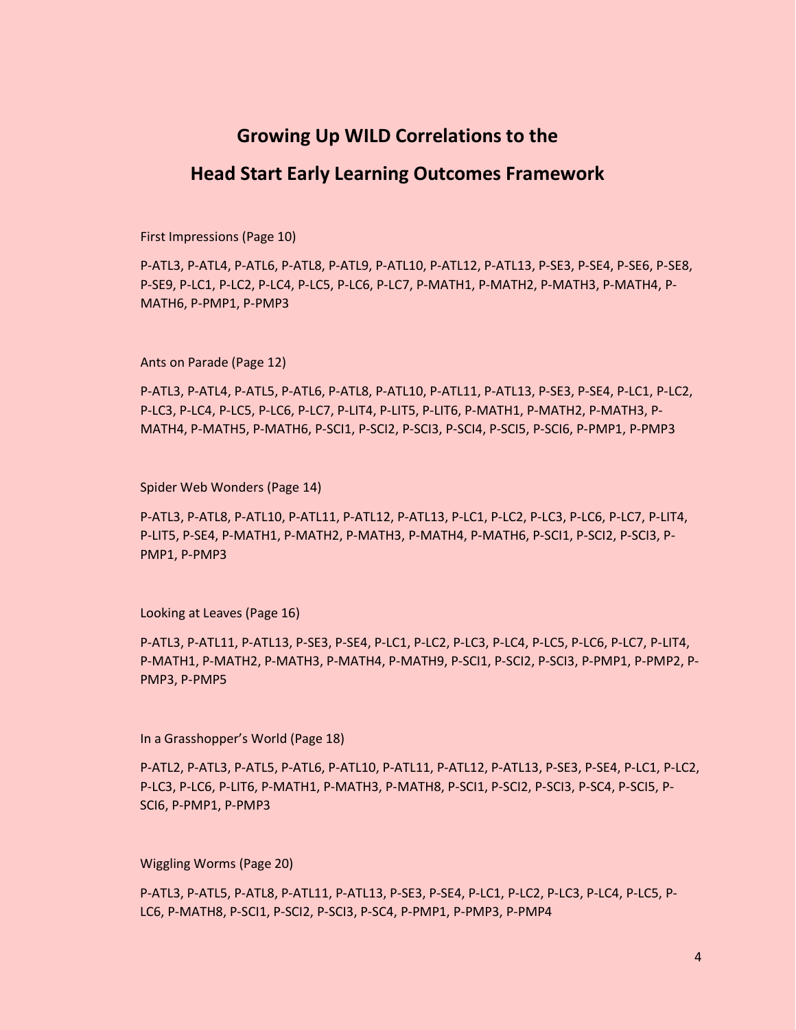# Growing Up WILD Correlations to the

# Head Start Early Learning Outcomes Framework

First Impressions (Page 10)

P-ATL3, P-ATL4, P-ATL6, P-ATL8, P-ATL9, P-ATL10, P-ATL12, P-ATL13, P-SE3, P-SE4, P-SE6, P-SE8, P-SE9, P-LC1, P-LC2, P-LC4, P-LC5, P-LC6, P-LC7, P-MATH1, P-MATH2, P-MATH3, P-MATH4, P-MATH6, P-PMP1, P-PMP3

Ants on Parade (Page 12)

P-ATL3, P-ATL4, P-ATL5, P-ATL6, P-ATL8, P-ATL10, P-ATL11, P-ATL13, P-SE3, P-SE4, P-LC1, P-LC2, P-LC3, P-LC4, P-LC5, P-LC6, P-LC7, P-LIT4, P-LIT5, P-LIT6, P-MATH1, P-MATH2, P-MATH3, P-MATH4, P-MATH5, P-MATH6, P-SCI1, P-SCI2, P-SCI3, P-SCI4, P-SCI5, P-SCI6, P-PMP1, P-PMP3

Spider Web Wonders (Page 14)

P-ATL3, P-ATL8, P-ATL10, P-ATL11, P-ATL12, P-ATL13, P-LC1, P-LC2, P-LC3, P-LC6, P-LC7, P-LIT4, P-LIT5, P-SE4, P-MATH1, P-MATH2, P-MATH3, P-MATH4, P-MATH6, P-SCI1, P-SCI2, P-SCI3, P-PMP1, P-PMP3

Looking at Leaves (Page 16)

P-ATL3, P-ATL11, P-ATL13, P-SE3, P-SE4, P-LC1, P-LC2, P-LC3, P-LC4, P-LC5, P-LC6, P-LC7, P-LIT4, P-MATH1, P-MATH2, P-MATH3, P-MATH4, P-MATH9, P-SCI1, P-SCI2, P-SCI3, P-PMP1, P-PMP2, P-PMP3, P-PMP5

In a Grasshopper's World (Page 18)

P-ATL2, P-ATL3, P-ATL5, P-ATL6, P-ATL10, P-ATL11, P-ATL12, P-ATL13, P-SE3, P-SE4, P-LC1, P-LC2, P-LC3, P-LC6, P-LIT6, P-MATH1, P-MATH3, P-MATH8, P-SCI1, P-SCI2, P-SCI3, P-SC4, P-SCI5, P-SCI6, P-PMP1, P-PMP3

Wiggling Worms (Page 20)

P-ATL3, P-ATL5, P-ATL8, P-ATL11, P-ATL13, P-SE3, P-SE4, P-LC1, P-LC2, P-LC3, P-LC4, P-LC5, P-LC6, P-MATH8, P-SCI1, P-SCI2, P-SCI3, P-SC4, P-PMP1, P-PMP3, P-PMP4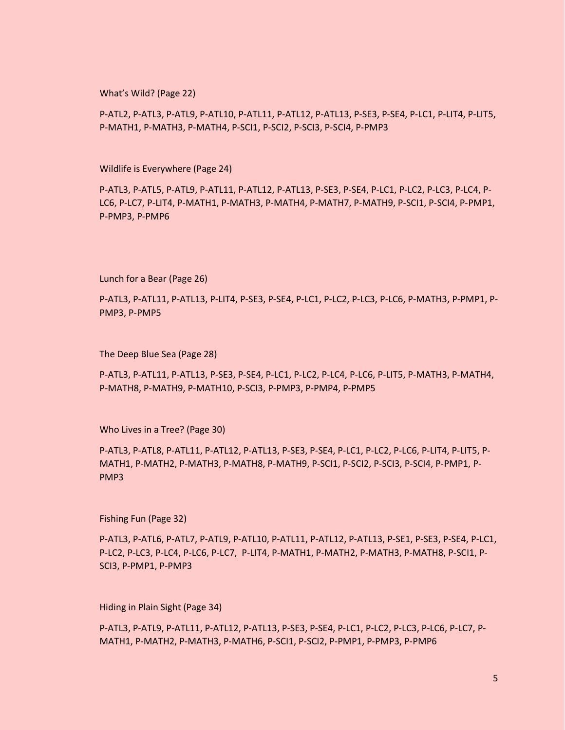What's Wild? (Page 22)

P-ATL2, P-ATL3, P-ATL9, P-ATL10, P-ATL11, P-ATL12, P-ATL13, P-SE3, P-SE4, P-LC1, P-LIT4, P-LIT5, P-MATH1, P-MATH3, P-MATH4, P-SCI1, P-SCI2, P-SCI3, P-SCI4, P-PMP3

Wildlife is Everywhere (Page 24)

P-ATL3, P-ATL5, P-ATL9, P-ATL11, P-ATL12, P-ATL13, P-SE3, P-SE4, P-LC1, P-LC2, P-LC3, P-LC4, P-LC6, P-LC7, P-LIT4, P-MATH1, P-MATH3, P-MATH4, P-MATH7, P-MATH9, P-SCI1, P-SCI4, P-PMP1, P-PMP3, P-PMP6

Lunch for a Bear (Page 26)

P-ATL3, P-ATL11, P-ATL13, P-LIT4, P-SE3, P-SE4, P-LC1, P-LC2, P-LC3, P-LC6, P-MATH3, P-PMP1, P-PMP3, P-PMP5

The Deep Blue Sea (Page 28)

P-ATL3, P-ATL11, P-ATL13, P-SE3, P-SE4, P-LC1, P-LC2, P-LC4, P-LC6, P-LIT5, P-MATH3, P-MATH4, P-MATH8, P-MATH9, P-MATH10, P-SCI3, P-PMP3, P-PMP4, P-PMP5

Who Lives in a Tree? (Page 30)

P-ATL3, P-ATL8, P-ATL11, P-ATL12, P-ATL13, P-SE3, P-SE4, P-LC1, P-LC2, P-LC6, P-LIT4, P-LIT5, P-MATH1, P-MATH2, P-MATH3, P-MATH8, P-MATH9, P-SCI1, P-SCI2, P-SCI3, P-SCI4, P-PMP1, P-PMP3

Fishing Fun (Page 32)

P-ATL3, P-ATL6, P-ATL7, P-ATL9, P-ATL10, P-ATL11, P-ATL12, P-ATL13, P-SE1, P-SE3, P-SE4, P-LC1, P-LC2, P-LC3, P-LC4, P-LC6, P-LC7, P-LIT4, P-MATH1, P-MATH2, P-MATH3, P-MATH8, P-SCI1, P-SCI3, P-PMP1, P-PMP3

Hiding in Plain Sight (Page 34)

P-ATL3, P-ATL9, P-ATL11, P-ATL12, P-ATL13, P-SE3, P-SE4, P-LC1, P-LC2, P-LC3, P-LC6, P-LC7, P-MATH1, P-MATH2, P-MATH3, P-MATH6, P-SCI1, P-SCI2, P-PMP1, P-PMP3, P-PMP6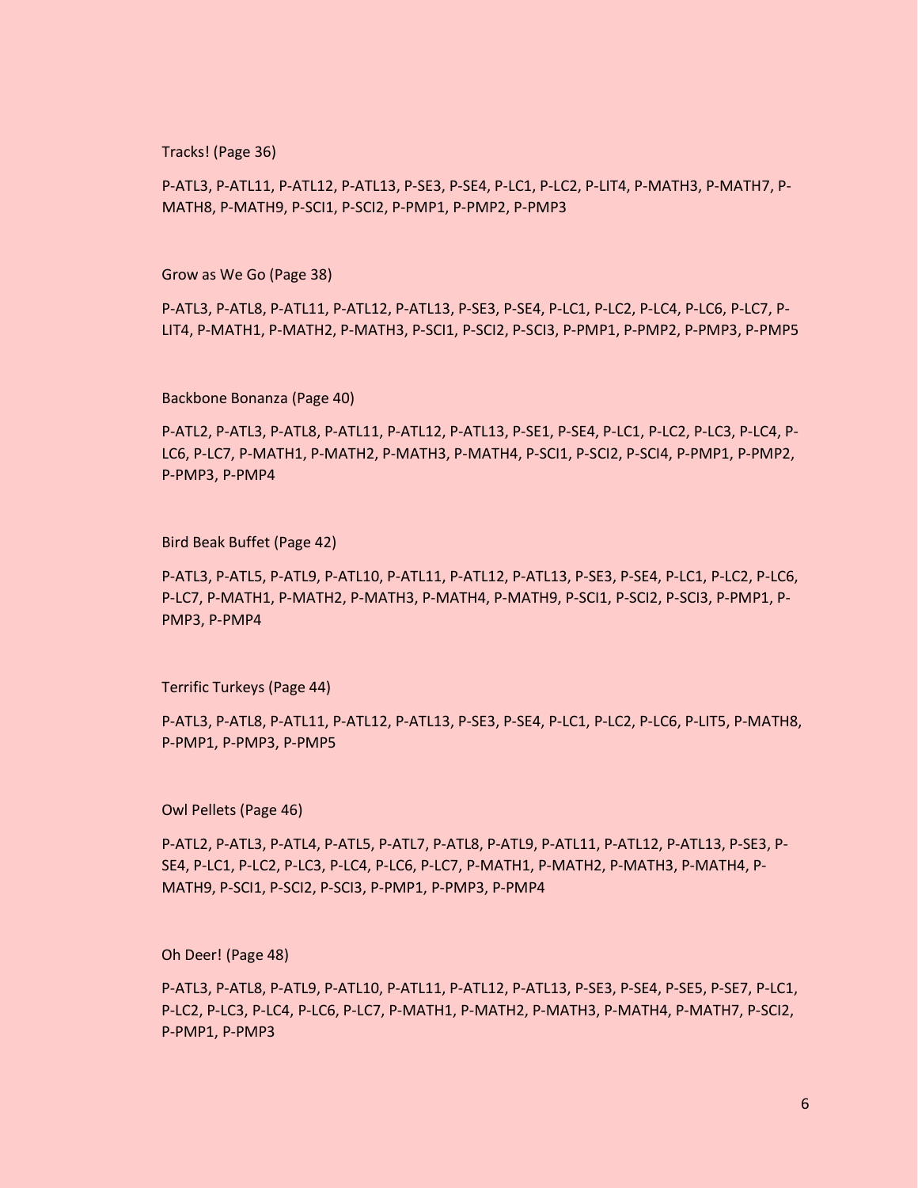Tracks! (Page 36)

P-ATL3, P-ATL11, P-ATL12, P-ATL13, P-SE3, P-SE4, P-LC1, P-LC2, P-LIT4, P-MATH3, P-MATH7, P-MATH8, P-MATH9, P-SCI1, P-SCI2, P-PMP1, P-PMP2, P-PMP3

Grow as We Go (Page 38)

P-ATL3, P-ATL8, P-ATL11, P-ATL12, P-ATL13, P-SE3, P-SE4, P-LC1, P-LC2, P-LC4, P-LC6, P-LC7, P-LIT4, P-MATH1, P-MATH2, P-MATH3, P-SCI1, P-SCI2, P-SCI3, P-PMP1, P-PMP2, P-PMP3, P-PMP5

Backbone Bonanza (Page 40)

P-ATL2, P-ATL3, P-ATL8, P-ATL11, P-ATL12, P-ATL13, P-SE1, P-SE4, P-LC1, P-LC2, P-LC3, P-LC4, P-LC6, P-LC7, P-MATH1, P-MATH2, P-MATH3, P-MATH4, P-SCI1, P-SCI2, P-SCI4, P-PMP1, P-PMP2, P-PMP3, P-PMP4

Bird Beak Buffet (Page 42)

P-ATL3, P-ATL5, P-ATL9, P-ATL10, P-ATL11, P-ATL12, P-ATL13, P-SE3, P-SE4, P-LC1, P-LC2, P-LC6, P-LC7, P-MATH1, P-MATH2, P-MATH3, P-MATH4, P-MATH9, P-SCI1, P-SCI2, P-SCI3, P-PMP1, P-PMP3, P-PMP4

Terrific Turkeys (Page 44)

P-ATL3, P-ATL8, P-ATL11, P-ATL12, P-ATL13, P-SE3, P-SE4, P-LC1, P-LC2, P-LC6, P-LIT5, P-MATH8, P-PMP1, P-PMP3, P-PMP5

Owl Pellets (Page 46)

P-ATL2, P-ATL3, P-ATL4, P-ATL5, P-ATL7, P-ATL8, P-ATL9, P-ATL11, P-ATL12, P-ATL13, P-SE3, P-SE4, P-LC1, P-LC2, P-LC3, P-LC4, P-LC6, P-LC7, P-MATH1, P-MATH2, P-MATH3, P-MATH4, P-MATH9, P-SCI1, P-SCI2, P-SCI3, P-PMP1, P-PMP3, P-PMP4

Oh Deer! (Page 48)

P-ATL3, P-ATL8, P-ATL9, P-ATL10, P-ATL11, P-ATL12, P-ATL13, P-SE3, P-SE4, P-SE5, P-SE7, P-LC1, P-LC2, P-LC3, P-LC4, P-LC6, P-LC7, P-MATH1, P-MATH2, P-MATH3, P-MATH4, P-MATH7, P-SCI2, P-PMP1, P-PMP3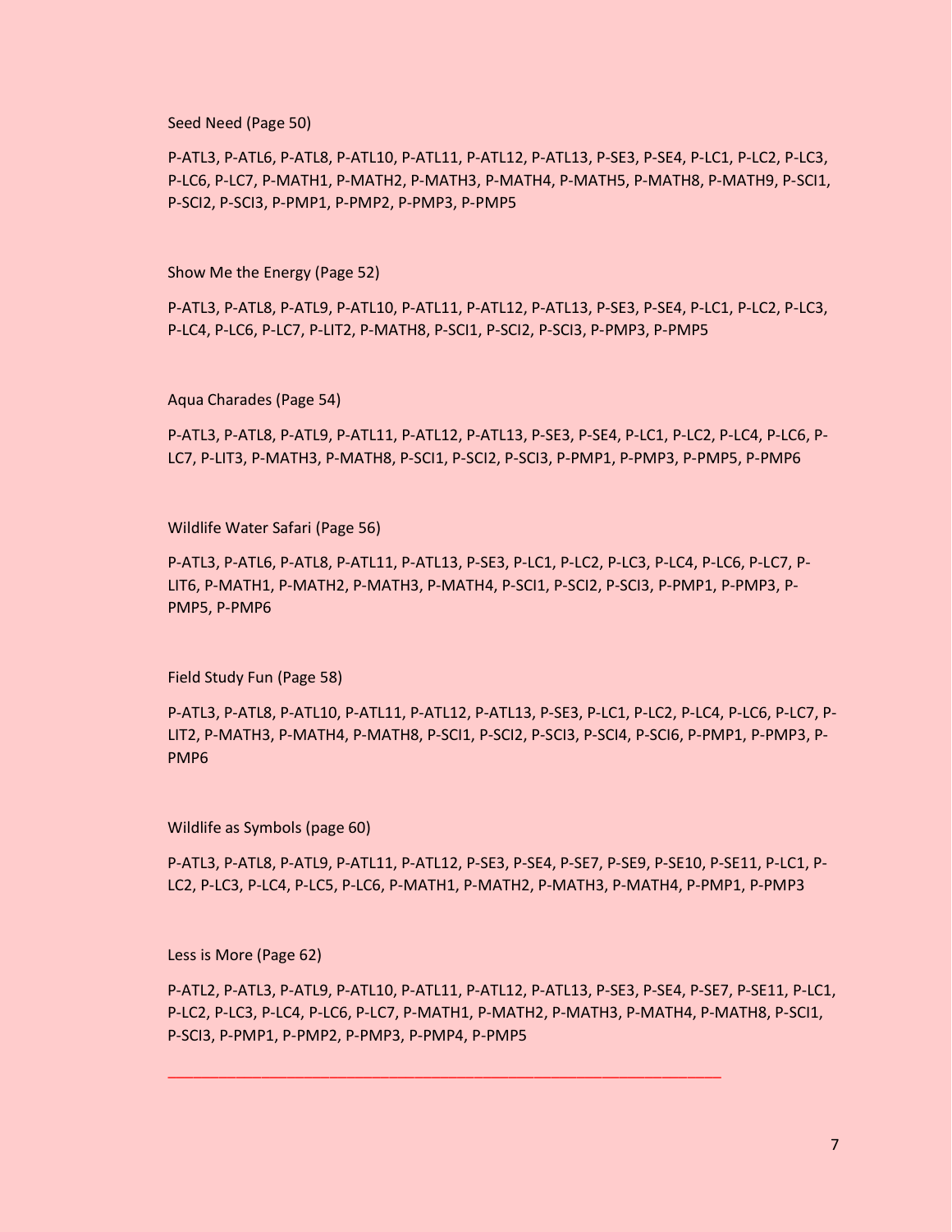Seed Need (Page 50)

P-ATL3, P-ATL6, P-ATL8, P-ATL10, P-ATL11, P-ATL12, P-ATL13, P-SE3, P-SE4, P-LC1, P-LC2, P-LC3, P-LC6, P-LC7, P-MATH1, P-MATH2, P-MATH3, P-MATH4, P-MATH5, P-MATH8, P-MATH9, P-SCI1, P-SCI2, P-SCI3, P-PMP1, P-PMP2, P-PMP3, P-PMP5

Show Me the Energy (Page 52)

P-ATL3, P-ATL8, P-ATL9, P-ATL10, P-ATL11, P-ATL12, P-ATL13, P-SE3, P-SE4, P-LC1, P-LC2, P-LC3, P-LC4, P-LC6, P-LC7, P-LIT2, P-MATH8, P-SCI1, P-SCI2, P-SCI3, P-PMP3, P-PMP5

Aqua Charades (Page 54)

P-ATL3, P-ATL8, P-ATL9, P-ATL11, P-ATL12, P-ATL13, P-SE3, P-SE4, P-LC1, P-LC2, P-LC4, P-LC6, P-LC7, P-LIT3, P-MATH3, P-MATH8, P-SCI1, P-SCI2, P-SCI3, P-PMP1, P-PMP3, P-PMP5, P-PMP6

Wildlife Water Safari (Page 56)

P-ATL3, P-ATL6, P-ATL8, P-ATL11, P-ATL13, P-SE3, P-LC1, P-LC2, P-LC3, P-LC4, P-LC6, P-LC7, P-LIT6, P-MATH1, P-MATH2, P-MATH3, P-MATH4, P-SCI1, P-SCI2, P-SCI3, P-PMP1, P-PMP3, P-PMP5, P-PMP6

Field Study Fun (Page 58)

P-ATL3, P-ATL8, P-ATL10, P-ATL11, P-ATL12, P-ATL13, P-SE3, P-LC1, P-LC2, P-LC4, P-LC6, P-LC7, P-LIT2, P-MATH3, P-MATH4, P-MATH8, P-SCI1, P-SCI2, P-SCI3, P-SCI4, P-SCI6, P-PMP1, P-PMP3, P-PMP6

Wildlife as Symbols (page 60)

P-ATL3, P-ATL8, P-ATL9, P-ATL11, P-ATL12, P-SE3, P-SE4, P-SE7, P-SE9, P-SE10, P-SE11, P-LC1, P-LC2, P-LC3, P-LC4, P-LC5, P-LC6, P-MATH1, P-MATH2, P-MATH3, P-MATH4, P-PMP1, P-PMP3

Less is More (Page 62)

P-ATL2, P-ATL3, P-ATL9, P-ATL10, P-ATL11, P-ATL12, P-ATL13, P-SE3, P-SE4, P-SE7, P-SE11, P-LC1, P-LC2, P-LC3, P-LC4, P-LC6, P-LC7, P-MATH1, P-MATH2, P-MATH3, P-MATH4, P-MATH8, P-SCI1, P-SCI3, P-PMP1, P-PMP2, P-PMP3, P-PMP4, P-PMP5

---